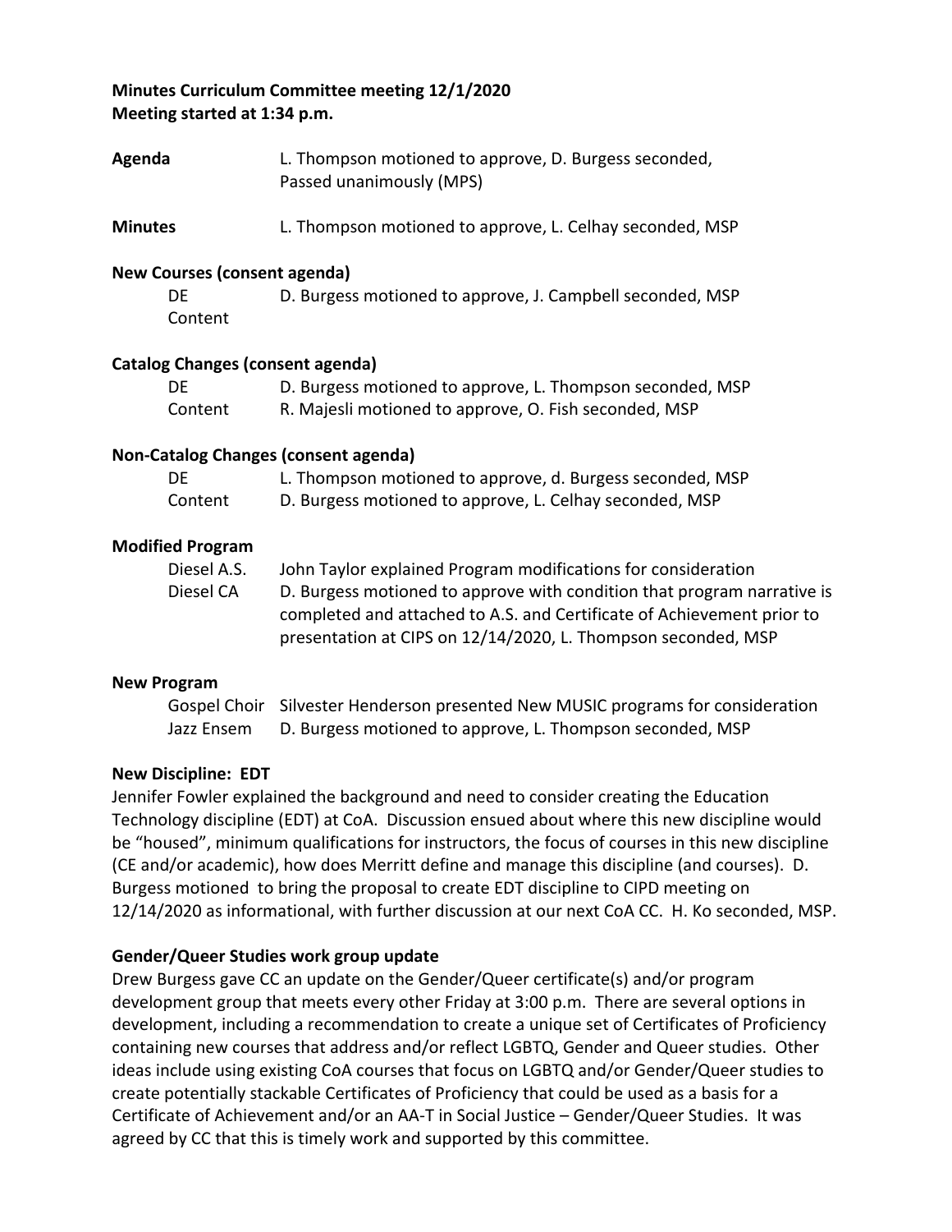**Minutes Curriculum Committee meeting 12/1/2020**
**Meeting started at 1:34 p.m.**

**Agenda** L. Thompson motioned to approve, D. Burgess seconded, Passed unanimously (MPS)

**Minutes** L. Thompson motioned to approve, L. Celhay seconded, MSP

**New Courses (consent agenda)**

DE Content D. Burgess motioned to approve, J. Campbell seconded, MSP

**Catalog Changes (consent agenda)**

DE D. Burgess motioned to approve, L. Thompson seconded, MSP
Content R. Majesli motioned to approve, O. Fish seconded, MSP

**Non-Catalog Changes (consent agenda)**

DE L. Thompson motioned to approve, d. Burgess seconded, MSP
Content D. Burgess motioned to approve, L. Celhay seconded, MSP

**Modified Program**

Diesel A.S. John Taylor explained Program modifications for consideration
Diesel CA D. Burgess motioned to approve with condition that program narrative is completed and attached to A.S. and Certificate of Achievement prior to presentation at CIPS on 12/14/2020, L. Thompson seconded, MSP

**New Program**

Gospel Choir Silvester Henderson presented New MUSIC programs for consideration
Jazz Ensem D. Burgess motioned to approve, L. Thompson seconded, MSP

**New Discipline: EDT**

Jennifer Fowler explained the background and need to consider creating the Education Technology discipline (EDT) at CoA. Discussion ensued about where this new discipline would be "housed", minimum qualifications for instructors, the focus of courses in this new discipline (CE and/or academic), how does Merritt define and manage this discipline (and courses). D. Burgess motioned to bring the proposal to create EDT discipline to CIPD meeting on 12/14/2020 as informational, with further discussion at our next CoA CC. H. Ko seconded, MSP.

**Gender/Queer Studies work group update**

Drew Burgess gave CC an update on the Gender/Queer certificate(s) and/or program development group that meets every other Friday at 3:00 p.m. There are several options in development, including a recommendation to create a unique set of Certificates of Proficiency containing new courses that address and/or reflect LGBTQ, Gender and Queer studies. Other ideas include using existing CoA courses that focus on LGBTQ and/or Gender/Queer studies to create potentially stackable Certificates of Proficiency that could be used as a basis for a Certificate of Achievement and/or an AA-T in Social Justice – Gender/Queer Studies. It was agreed by CC that this is timely work and supported by this committee.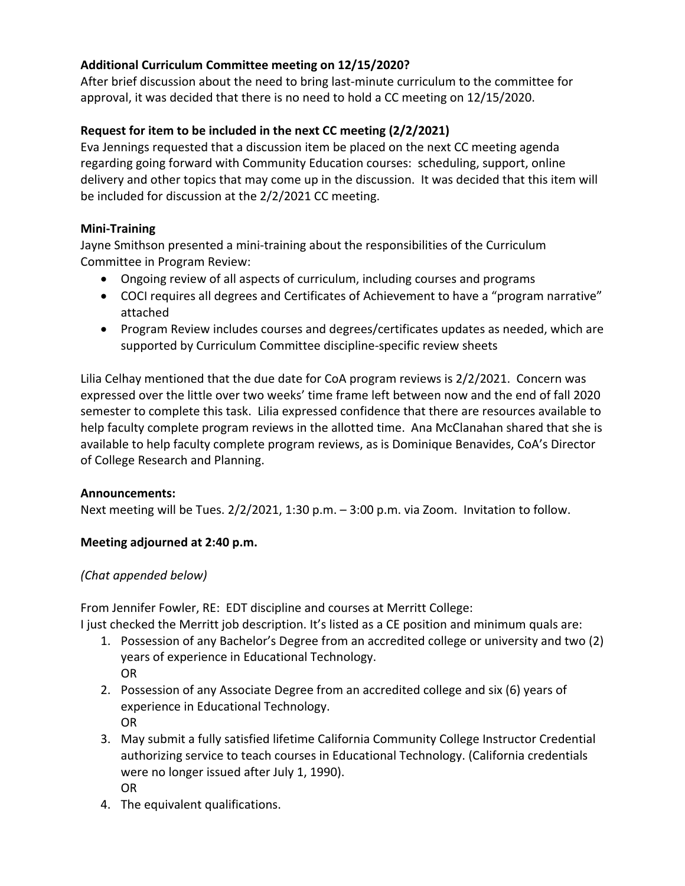**Additional Curriculum Committee meeting on 12/15/2020?**

After brief discussion about the need to bring last-minute curriculum to the committee for approval, it was decided that there is no need to hold a CC meeting on 12/15/2020.

**Request for item to be included in the next CC meeting (2/2/2021)**

Eva Jennings requested that a discussion item be placed on the next CC meeting agenda regarding going forward with Community Education courses: scheduling, support, online delivery and other topics that may come up in the discussion. It was decided that this item will be included for discussion at the 2/2/2021 CC meeting.

**Mini-Training**

Jayne Smithson presented a mini-training about the responsibilities of the Curriculum Committee in Program Review:

- Ongoing review of all aspects of curriculum, including courses and programs
- COCI requires all degrees and Certificates of Achievement to have a "program narrative" attached
- Program Review includes courses and degrees/certificates updates as needed, which are supported by Curriculum Committee discipline-specific review sheets

Lilia Celhay mentioned that the due date for CoA program reviews is 2/2/2021. Concern was expressed over the little over two weeks' time frame left between now and the end of fall 2020 semester to complete this task. Lilia expressed confidence that there are resources available to help faculty complete program reviews in the allotted time. Ana McClanahan shared that she is available to help faculty complete program reviews, as is Dominique Benavides, CoA's Director of College Research and Planning.

**Announcements:**

Next meeting will be Tues. 2/2/2021, 1:30 p.m. – 3:00 p.m. via Zoom. Invitation to follow.

**Meeting adjourned at 2:40 p.m.**

*(Chat appended below)*

From Jennifer Fowler, RE: EDT discipline and courses at Merritt College:
I just checked the Merritt job description. It's listed as a CE position and minimum quals are:

1. Possession of any Bachelor's Degree from an accredited college or university and two (2) years of experience in Educational Technology.
   OR
2. Possession of any Associate Degree from an accredited college and six (6) years of experience in Educational Technology.
   OR
3. May submit a fully satisfied lifetime California Community College Instructor Credential authorizing service to teach courses in Educational Technology. (California credentials were no longer issued after July 1, 1990).
   OR
4. The equivalent qualifications.